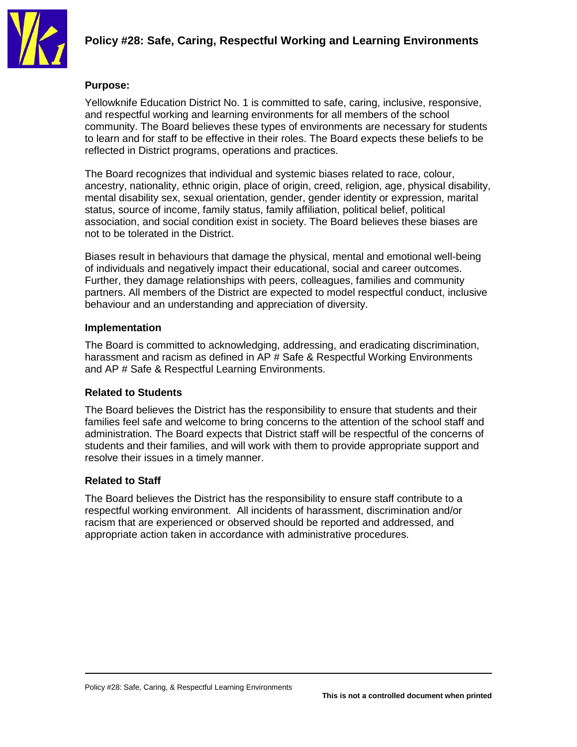# Policy #28: Safe, Caring, Respectful Working and Learning Environments

### Purpose:

Yellowknife Education District No. 1 is committed to safe, caring, inclusive, responsive, and respectful working and learning environments for all members of the school community. The Board believes these types of environments are necessary for students to learn and for staff to be effective in their roles. The Board expects these beliefs to be reflected in District programs, operations and practices.

The Board recognizes that individual and systemic biases related to race, colour, ancestry, nationality, ethnic origin, place of origin, creed, religion, age, physical disability, mental disability sex, sexual orientation, gender, gender identity or expression, marital status, source of income, family status, family affiliation, political belief, political association, and social condition exist in society. The Board believes these biases are not to be tolerated in the District.

Biases result in behaviours that damage the physical, mental and emotional well-being of individuals and negatively impact their educational, social and career outcomes. Further, they damage relationships with peers, colleagues, families and community partners. All members of the District are expected to model respectful conduct, inclusive behaviour and an understanding and appreciation of diversity.

### Implementation

The Board is committed to acknowledging, addressing, and eradicating discrimination, harassment and racism as defined in AP # Safe & Respectful Working Environments and AP # Safe & Respectful Learning Environments.

### Related to Students

The Board believes the District has the responsibility to ensure that students and their families feel safe and welcome to bring concerns to the attention of the school staff and administration. The Board expects that District staff will be respectful of the concerns of students and their families, and will work with them to provide appropriate support and resolve their issues in a timely manner.

### Related to Staff

The Board believes the District has the responsibility to ensure staff contribute to a respectful working environment. All incidents of harassment, discrimination and/or racism that are experienced or observed should be reported and addressed, and appropriate action taken in accordance with administrative procedures.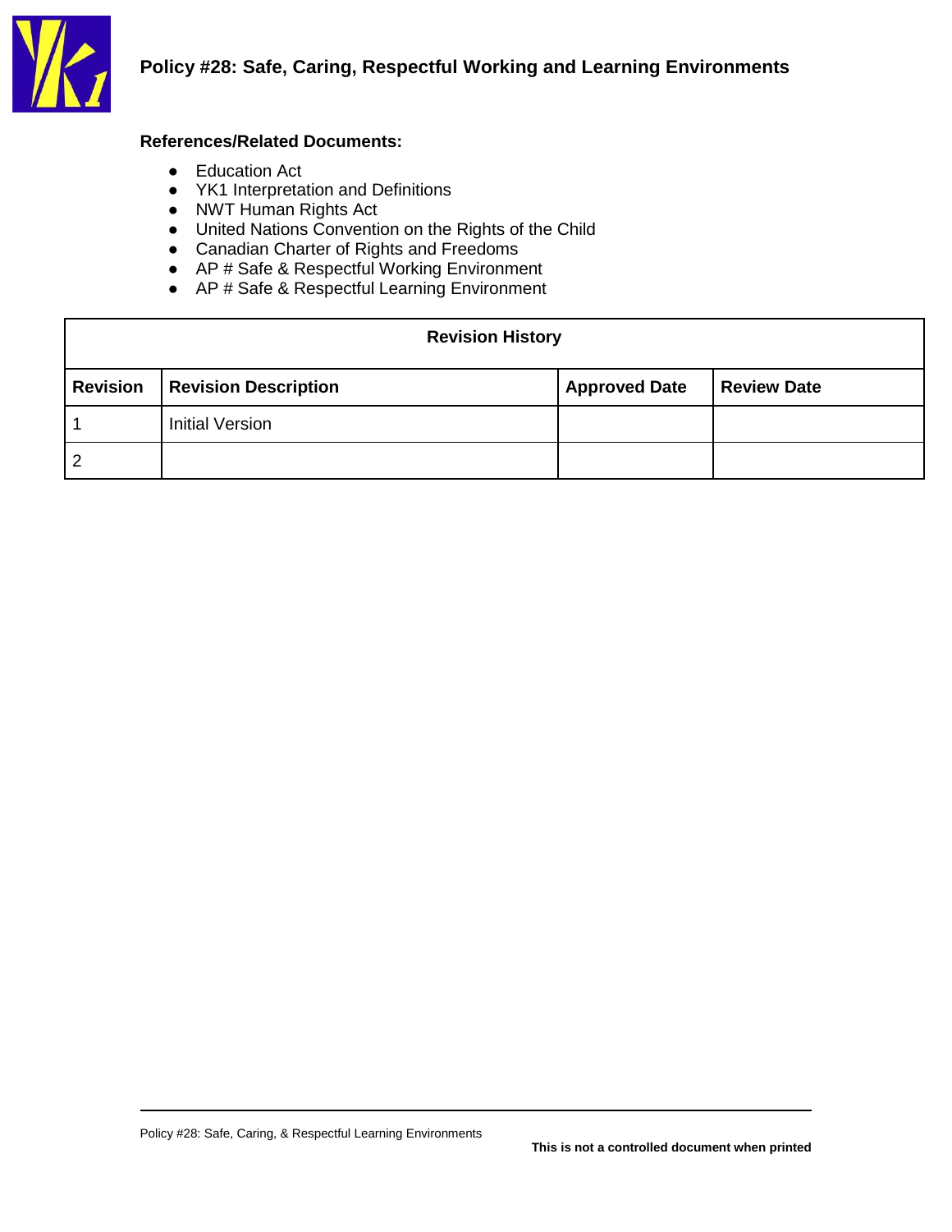**References/Related Documents:**

- Education Act
- YK1 Interpretation and Definitions
- NWT Human Rights Act
- United Nations Convention on the Rights of the Child
- Canadian Charter of Rights and Freedoms
- AP # Safe & Respectful Working Environment
- AP # Safe & Respectful Learning Environment

| **Revision History** | | | |
|---|---|---|---|
| **Revision** | **Revision Description** | **Approved Date** | **Review Date** |
| 1 | Initial Version | | |
| 2 | | | |